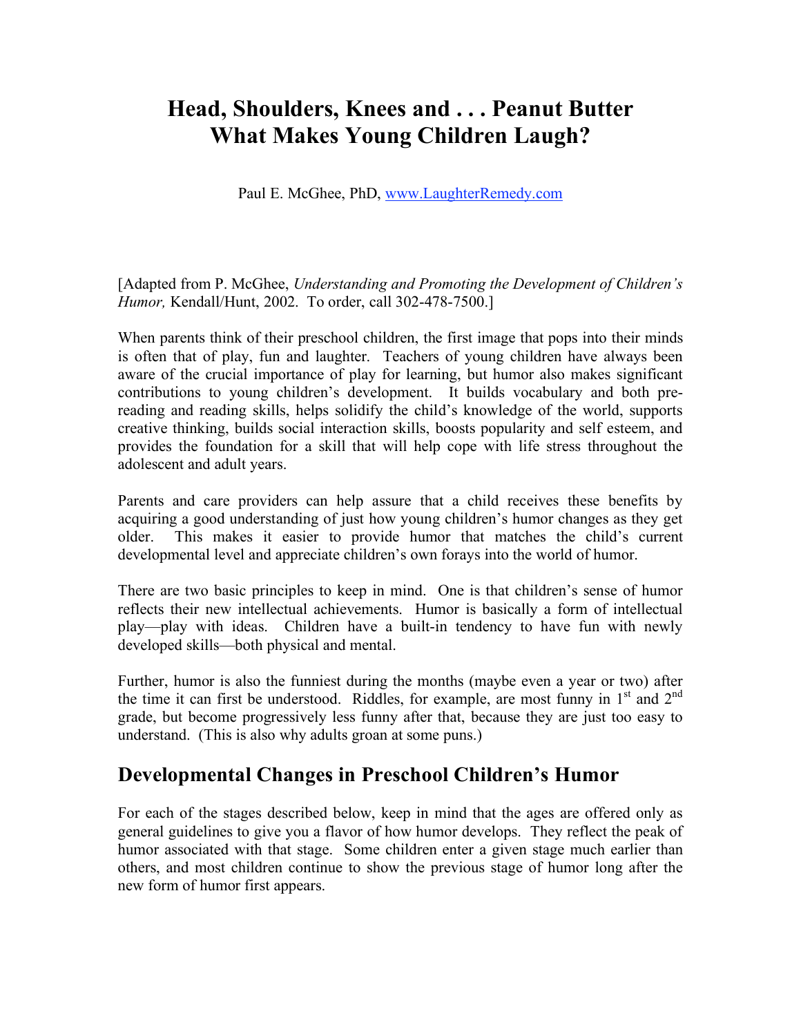# Head, Shoulders, Knees and . . . Peanut Butter
# What Makes Young Children Laugh?

Paul E. McGhee, PhD, www.LaughterRemedy.com

[Adapted from P. McGhee, *Understanding and Promoting the Development of Children's Humor,* Kendall/Hunt, 2002. To order, call 302-478-7500.]

When parents think of their preschool children, the first image that pops into their minds is often that of play, fun and laughter. Teachers of young children have always been aware of the crucial importance of play for learning, but humor also makes significant contributions to young children's development. It builds vocabulary and both pre-reading and reading skills, helps solidify the child's knowledge of the world, supports creative thinking, builds social interaction skills, boosts popularity and self esteem, and provides the foundation for a skill that will help cope with life stress throughout the adolescent and adult years.

Parents and care providers can help assure that a child receives these benefits by acquiring a good understanding of just how young children's humor changes as they get older. This makes it easier to provide humor that matches the child's current developmental level and appreciate children's own forays into the world of humor.

There are two basic principles to keep in mind. One is that children's sense of humor reflects their new intellectual achievements. Humor is basically a form of intellectual play—play with ideas. Children have a built-in tendency to have fun with newly developed skills—both physical and mental.

Further, humor is also the funniest during the months (maybe even a year or two) after the time it can first be understood. Riddles, for example, are most funny in 1st and 2nd grade, but become progressively less funny after that, because they are just too easy to understand. (This is also why adults groan at some puns.)

## Developmental Changes in Preschool Children's Humor

For each of the stages described below, keep in mind that the ages are offered only as general guidelines to give you a flavor of how humor develops. They reflect the peak of humor associated with that stage. Some children enter a given stage much earlier than others, and most children continue to show the previous stage of humor long after the new form of humor first appears.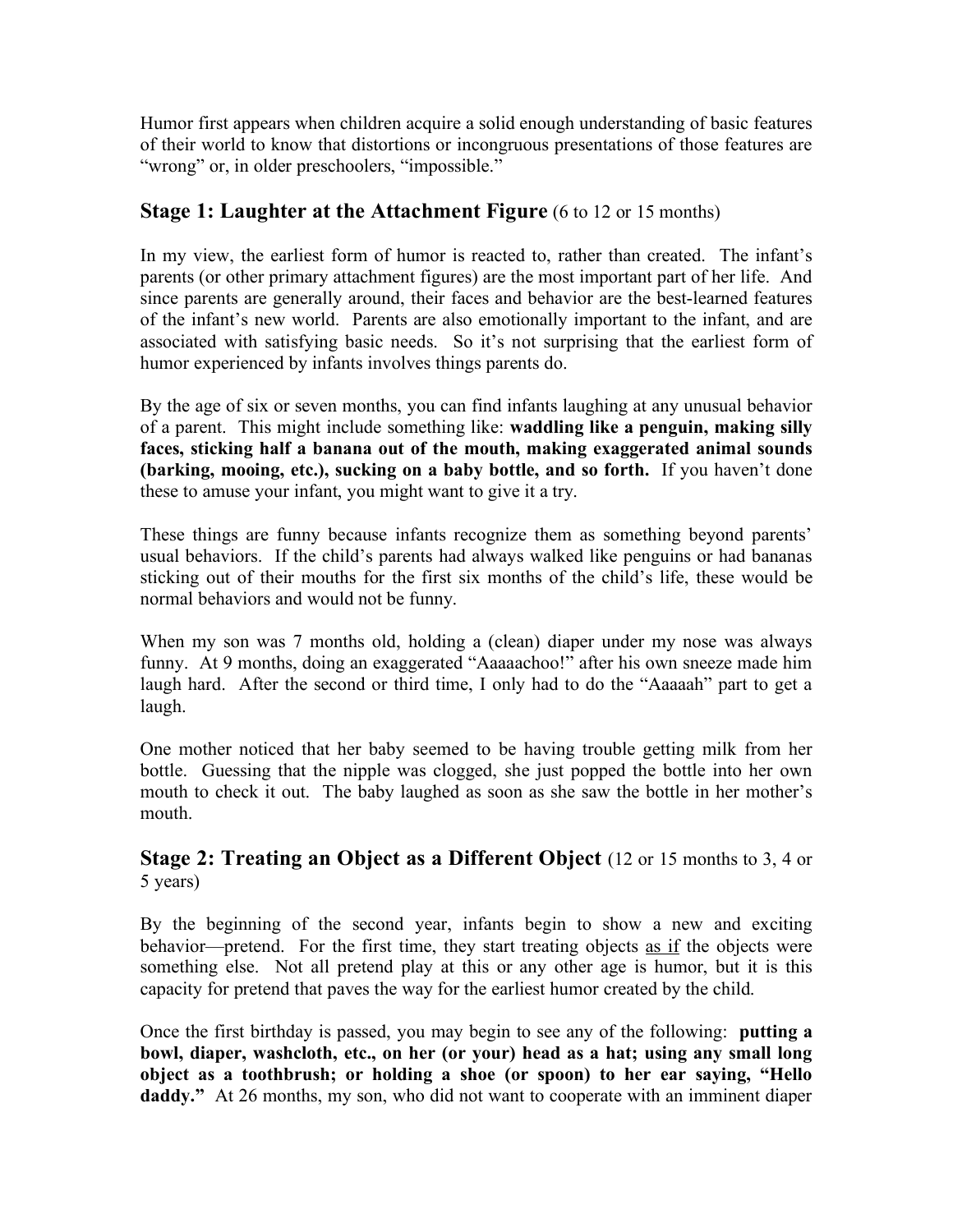Humor first appears when children acquire a solid enough understanding of basic features of their world to know that distortions or incongruous presentations of those features are "wrong" or, in older preschoolers, "impossible."

## Stage 1: Laughter at the Attachment Figure (6 to 12 or 15 months)

In my view, the earliest form of humor is reacted to, rather than created. The infant's parents (or other primary attachment figures) are the most important part of her life. And since parents are generally around, their faces and behavior are the best-learned features of the infant's new world. Parents are also emotionally important to the infant, and are associated with satisfying basic needs. So it's not surprising that the earliest form of humor experienced by infants involves things parents do.

By the age of six or seven months, you can find infants laughing at any unusual behavior of a parent. This might include something like: **waddling like a penguin, making silly faces, sticking half a banana out of the mouth, making exaggerated animal sounds (barking, mooing, etc.), sucking on a baby bottle, and so forth.** If you haven't done these to amuse your infant, you might want to give it a try.

These things are funny because infants recognize them as something beyond parents' usual behaviors. If the child's parents had always walked like penguins or had bananas sticking out of their mouths for the first six months of the child's life, these would be normal behaviors and would not be funny.

When my son was 7 months old, holding a (clean) diaper under my nose was always funny. At 9 months, doing an exaggerated "Aaaaachoo!" after his own sneeze made him laugh hard. After the second or third time, I only had to do the "Aaaaah" part to get a laugh.

One mother noticed that her baby seemed to be having trouble getting milk from her bottle. Guessing that the nipple was clogged, she just popped the bottle into her own mouth to check it out. The baby laughed as soon as she saw the bottle in her mother's mouth.

## Stage 2: Treating an Object as a Different Object (12 or 15 months to 3, 4 or 5 years)

By the beginning of the second year, infants begin to show a new and exciting behavior—pretend. For the first time, they start treating objects as if the objects were something else. Not all pretend play at this or any other age is humor, but it is this capacity for pretend that paves the way for the earliest humor created by the child.

Once the first birthday is passed, you may begin to see any of the following: **putting a bowl, diaper, washcloth, etc., on her (or your) head as a hat; using any small long object as a toothbrush; or holding a shoe (or spoon) to her ear saying, "Hello daddy."** At 26 months, my son, who did not want to cooperate with an imminent diaper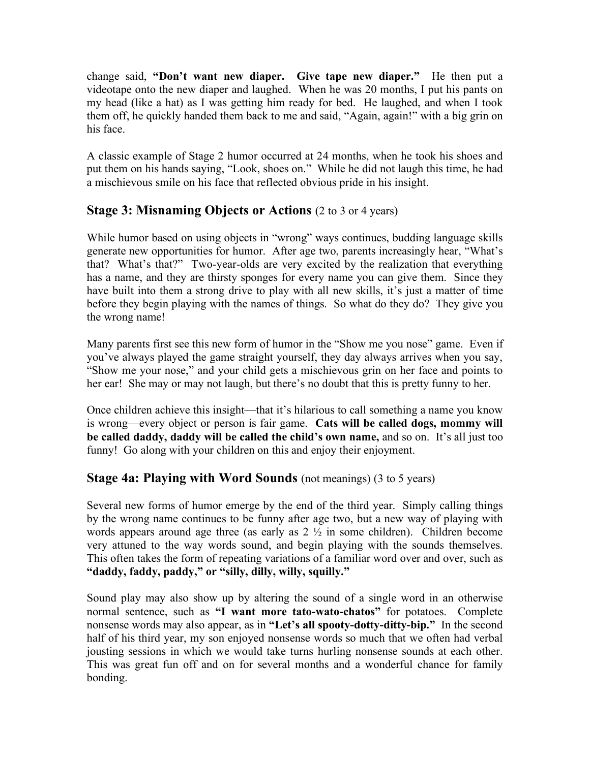change said, **"Don't want new diaper. Give tape new diaper."** He then put a videotape onto the new diaper and laughed. When he was 20 months, I put his pants on my head (like a hat) as I was getting him ready for bed. He laughed, and when I took them off, he quickly handed them back to me and said, "Again, again!" with a big grin on his face.

A classic example of Stage 2 humor occurred at 24 months, when he took his shoes and put them on his hands saying, "Look, shoes on." While he did not laugh this time, he had a mischievous smile on his face that reflected obvious pride in his insight.

## Stage 3: Misnaming Objects or Actions (2 to 3 or 4 years)

While humor based on using objects in "wrong" ways continues, budding language skills generate new opportunities for humor. After age two, parents increasingly hear, "What's that? What's that?" Two-year-olds are very excited by the realization that everything has a name, and they are thirsty sponges for every name you can give them. Since they have built into them a strong drive to play with all new skills, it's just a matter of time before they begin playing with the names of things. So what do they do? They give you the wrong name!

Many parents first see this new form of humor in the "Show me you nose" game. Even if you've always played the game straight yourself, they day always arrives when you say, "Show me your nose," and your child gets a mischievous grin on her face and points to her ear! She may or may not laugh, but there's no doubt that this is pretty funny to her.

Once children achieve this insight—that it's hilarious to call something a name you know is wrong—every object or person is fair game. **Cats will be called dogs, mommy will be called daddy, daddy will be called the child's own name,** and so on. It's all just too funny! Go along with your children on this and enjoy their enjoyment.

## Stage 4a: Playing with Word Sounds (not meanings) (3 to 5 years)

Several new forms of humor emerge by the end of the third year. Simply calling things by the wrong name continues to be funny after age two, but a new way of playing with words appears around age three (as early as 2 ½ in some children). Children become very attuned to the way words sound, and begin playing with the sounds themselves. This often takes the form of repeating variations of a familiar word over and over, such as **"daddy, faddy, paddy," or "silly, dilly, willy, squilly."**

Sound play may also show up by altering the sound of a single word in an otherwise normal sentence, such as **"I want more tato-wato-chatos"** for potatoes. Complete nonsense words may also appear, as in **"Let's all spooty-dotty-ditty-bip."** In the second half of his third year, my son enjoyed nonsense words so much that we often had verbal jousting sessions in which we would take turns hurling nonsense sounds at each other. This was great fun off and on for several months and a wonderful chance for family bonding.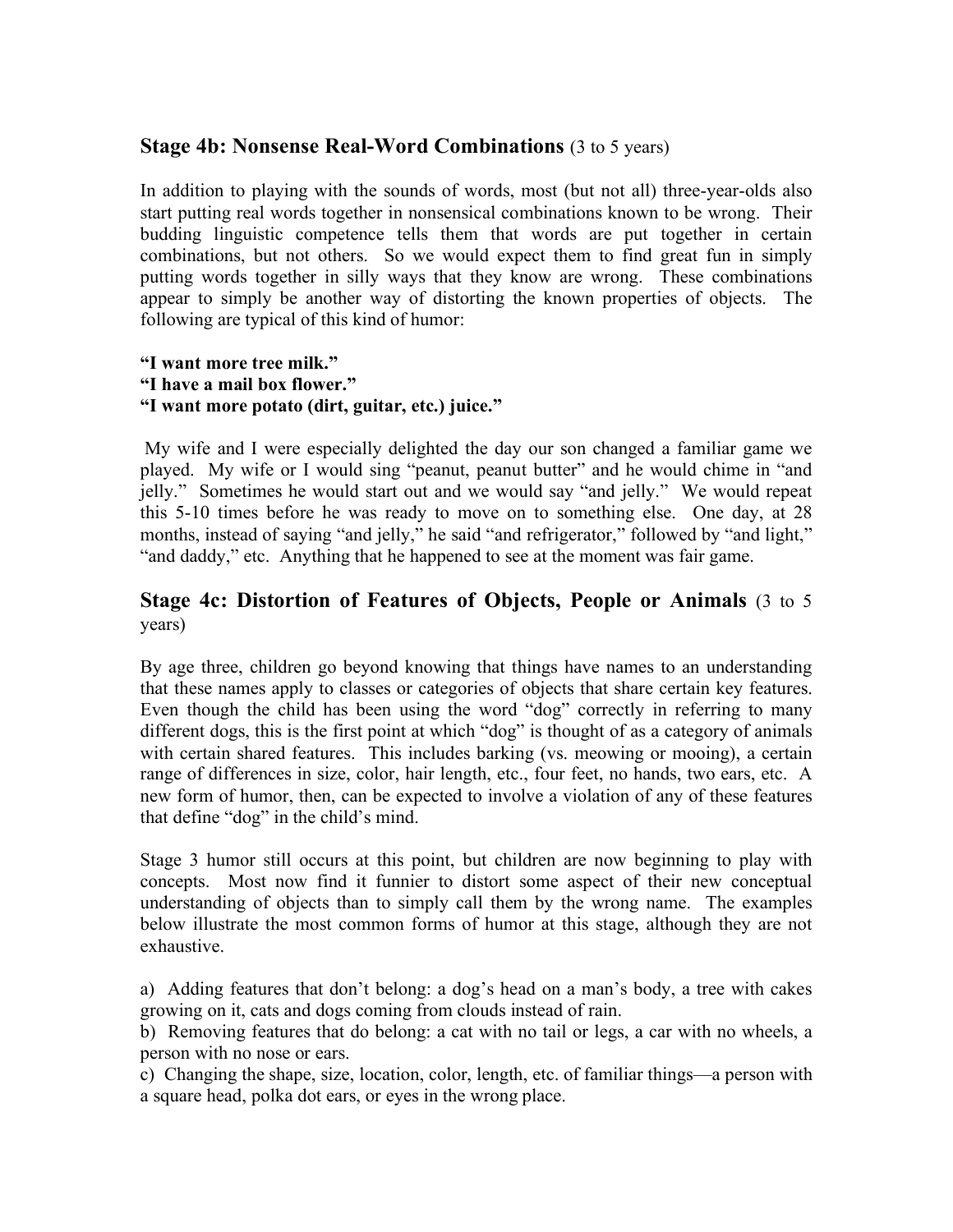## Stage 4b: Nonsense Real-Word Combinations (3 to 5 years)

In addition to playing with the sounds of words, most (but not all) three-year-olds also start putting real words together in nonsensical combinations known to be wrong. Their budding linguistic competence tells them that words are put together in certain combinations, but not others. So we would expect them to find great fun in simply putting words together in silly ways that they know are wrong. These combinations appear to simply be another way of distorting the known properties of objects. The following are typical of this kind of humor:

**"I want more tree milk."**
**"I have a mail box flower."**
**"I want more potato (dirt, guitar, etc.) juice."**

My wife and I were especially delighted the day our son changed a familiar game we played. My wife or I would sing "peanut, peanut butter" and he would chime in "and jelly." Sometimes he would start out and we would say "and jelly." We would repeat this 5-10 times before he was ready to move on to something else. One day, at 28 months, instead of saying "and jelly," he said "and refrigerator," followed by "and light," "and daddy," etc. Anything that he happened to see at the moment was fair game.

## Stage 4c: Distortion of Features of Objects, People or Animals (3 to 5 years)

By age three, children go beyond knowing that things have names to an understanding that these names apply to classes or categories of objects that share certain key features. Even though the child has been using the word "dog" correctly in referring to many different dogs, this is the first point at which "dog" is thought of as a category of animals with certain shared features. This includes barking (vs. meowing or mooing), a certain range of differences in size, color, hair length, etc., four feet, no hands, two ears, etc. A new form of humor, then, can be expected to involve a violation of any of these features that define "dog" in the child's mind.

Stage 3 humor still occurs at this point, but children are now beginning to play with concepts. Most now find it funnier to distort some aspect of their new conceptual understanding of objects than to simply call them by the wrong name. The examples below illustrate the most common forms of humor at this stage, although they are not exhaustive.

a) Adding features that don't belong: a dog's head on a man's body, a tree with cakes growing on it, cats and dogs coming from clouds instead of rain.
b) Removing features that do belong: a cat with no tail or legs, a car with no wheels, a person with no nose or ears.
c) Changing the shape, size, location, color, length, etc. of familiar things—a person with a square head, polka dot ears, or eyes in the wrong place.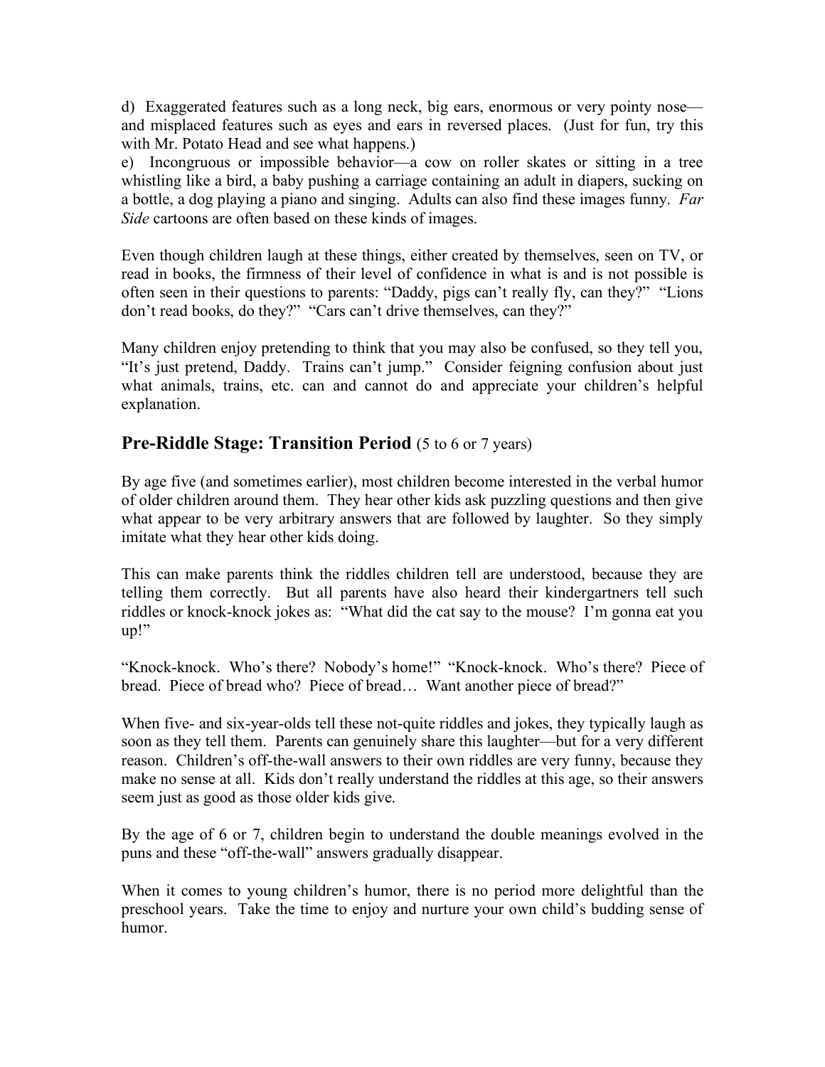d) Exaggerated features such as a long neck, big ears, enormous or very pointy nose—and misplaced features such as eyes and ears in reversed places. (Just for fun, try this with Mr. Potato Head and see what happens.)

e) Incongruous or impossible behavior—a cow on roller skates or sitting in a tree whistling like a bird, a baby pushing a carriage containing an adult in diapers, sucking on a bottle, a dog playing a piano and singing. Adults can also find these images funny. *Far Side* cartoons are often based on these kinds of images.

Even though children laugh at these things, either created by themselves, seen on TV, or read in books, the firmness of their level of confidence in what is and is not possible is often seen in their questions to parents: "Daddy, pigs can't really fly, can they?" "Lions don't read books, do they?" "Cars can't drive themselves, can they?"

Many children enjoy pretending to think that you may also be confused, so they tell you, "It's just pretend, Daddy. Trains can't jump." Consider feigning confusion about just what animals, trains, etc. can and cannot do and appreciate your children's helpful explanation.

## **Pre-Riddle Stage: Transition Period** (5 to 6 or 7 years)

By age five (and sometimes earlier), most children become interested in the verbal humor of older children around them. They hear other kids ask puzzling questions and then give what appear to be very arbitrary answers that are followed by laughter. So they simply imitate what they hear other kids doing.

This can make parents think the riddles children tell are understood, because they are telling them correctly. But all parents have also heard their kindergartners tell such riddles or knock-knock jokes as: "What did the cat say to the mouse? I'm gonna eat you up!"

"Knock-knock. Who's there? Nobody's home!" "Knock-knock. Who's there? Piece of bread. Piece of bread who? Piece of bread… Want another piece of bread?"

When five- and six-year-olds tell these not-quite riddles and jokes, they typically laugh as soon as they tell them. Parents can genuinely share this laughter—but for a very different reason. Children's off-the-wall answers to their own riddles are very funny, because they make no sense at all. Kids don't really understand the riddles at this age, so their answers seem just as good as those older kids give.

By the age of 6 or 7, children begin to understand the double meanings evolved in the puns and these "off-the-wall" answers gradually disappear.

When it comes to young children's humor, there is no period more delightful than the preschool years. Take the time to enjoy and nurture your own child's budding sense of humor.